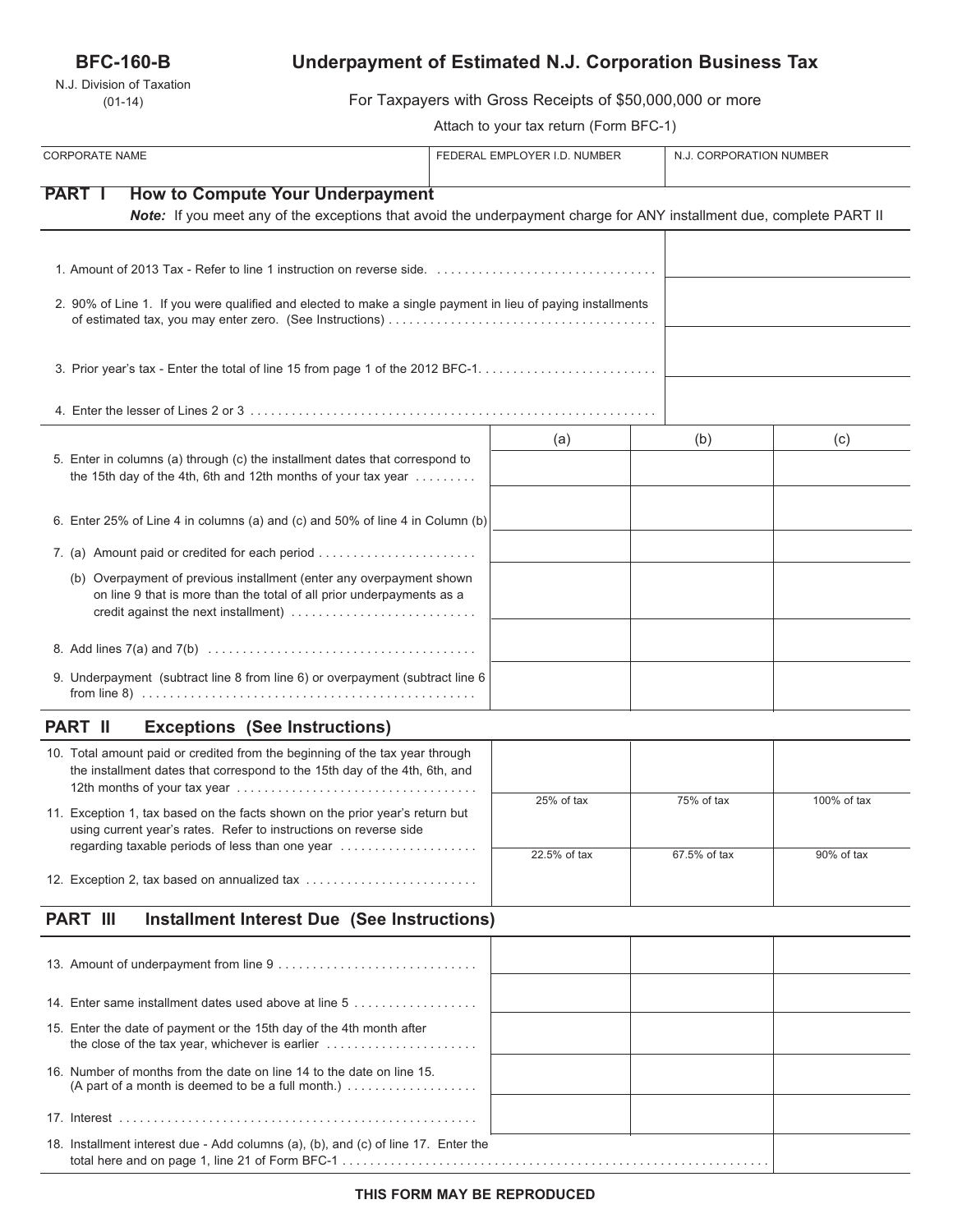**BFC-160-B**

N.J. Division of Taxation
(01-14)

# Underpayment of Estimated N.J. Corporation Business Tax

For Taxpayers with Gross Receipts of $50,000,000 or more

Attach to your tax return (Form BFC-1)

| CORPORATE NAME | FEDERAL EMPLOYER I.D. NUMBER | N.J. CORPORATION NUMBER |
|---|---|---|
| | | |

## PART I How to Compute Your Underpayment

***Note:*** *If you meet any of the exceptions that avoid the underpayment charge for ANY installment due, complete PART II*

| | |
|---|---|
| 1. Amount of 2013 Tax - Refer to line 1 instruction on reverse side. | |
| 2. 90% of Line 1. If you were qualified and elected to make a single payment in lieu of paying installments of estimated tax, you may enter zero. (See Instructions) | |
| 3. Prior year's tax - Enter the total of line 15 from page 1 of the 2012 BFC-1. | |
| 4. Enter the lesser of Lines 2 or 3 | |

| | (a) | (b) | (c) |
|---|---|---|---|
| 5. Enter in columns (a) through (c) the installment dates that correspond to the 15th day of the 4th, 6th and 12th months of your tax year | | | |
| 6. Enter 25% of Line 4 in columns (a) and (c) and 50% of line 4 in Column (b) | | | |
| 7. (a) Amount paid or credited for each period | | | |
| (b) Overpayment of previous installment (enter any overpayment shown on line 9 that is more than the total of all prior underpayments as a credit against the next installment) | | | |
| 8. Add lines 7(a) and 7(b) | | | |
| 9. Underpayment (subtract line 8 from line 6) or overpayment (subtract line 6 from line 8) | | | |

## PART II Exceptions (See Instructions)

| | | | |
|---|---|---|---|
| 10. Total amount paid or credited from the beginning of the tax year through the installment dates that correspond to the 15th day of the 4th, 6th, and 12th months of your tax year | | | |
| 11. Exception 1, tax based on the facts shown on the prior year's return but using current year's rates. Refer to instructions on reverse side regarding taxable periods of less than one year | 25% of tax | 75% of tax | 100% of tax |
| 12. Exception 2, tax based on annualized tax | 22.5% of tax | 67.5% of tax | 90% of tax |

## PART III Installment Interest Due (See Instructions)

| | | | |
|---|---|---|---|
| 13. Amount of underpayment from line 9 | | | |
| 14. Enter same installment dates used above at line 5 | | | |
| 15. Enter the date of payment or the 15th day of the 4th month after the close of the tax year, whichever is earlier | | | |
| 16. Number of months from the date on line 14 to the date on line 15. (A part of a month is deemed to be a full month.) | | | |
| 17. Interest | | | |
| 18. Installment interest due - Add columns (a), (b), and (c) of line 17. Enter the total here and on page 1, line 21 of Form BFC-1 | | | |

**THIS FORM MAY BE REPRODUCED**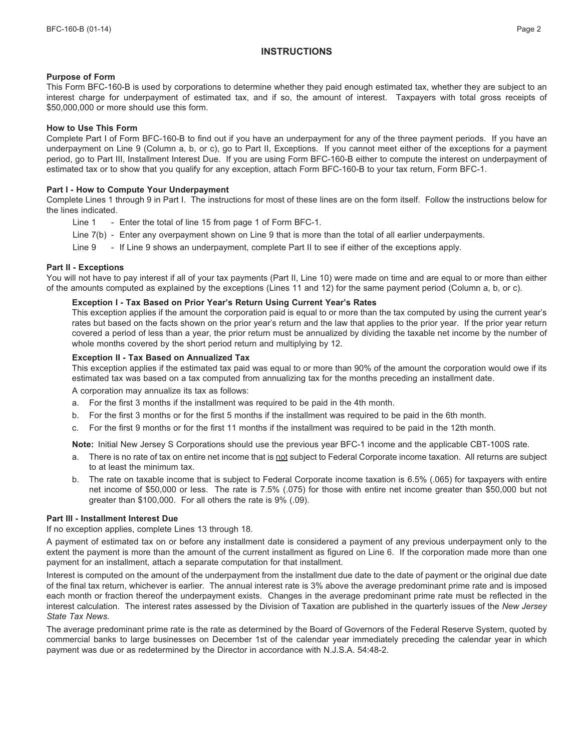# INSTRUCTIONS

### Purpose of Form

This Form BFC-160-B is used by corporations to determine whether they paid enough estimated tax, whether they are subject to an interest charge for underpayment of estimated tax, and if so, the amount of interest. Taxpayers with total gross receipts of $50,000,000 or more should use this form.

### How to Use This Form

Complete Part I of Form BFC-160-B to find out if you have an underpayment for any of the three payment periods. If you have an underpayment on Line 9 (Column a, b, or c), go to Part II, Exceptions. If you cannot meet either of the exceptions for a payment period, go to Part III, Installment Interest Due. If you are using Form BFC-160-B either to compute the interest on underpayment of estimated tax or to show that you qualify for any exception, attach Form BFC-160-B to your tax return, Form BFC-1.

### Part I - How to Compute Your Underpayment

Complete Lines 1 through 9 in Part I. The instructions for most of these lines are on the form itself. Follow the instructions below for the lines indicated.

- Line 1 - Enter the total of line 15 from page 1 of Form BFC-1.
- Line 7(b) - Enter any overpayment shown on Line 9 that is more than the total of all earlier underpayments.
- Line 9 - If Line 9 shows an underpayment, complete Part II to see if either of the exceptions apply.

### Part II - Exceptions

You will not have to pay interest if all of your tax payments (Part II, Line 10) were made on time and are equal to or more than either of the amounts computed as explained by the exceptions (Lines 11 and 12) for the same payment period (Column a, b, or c).

**Exception I - Tax Based on Prior Year's Return Using Current Year's Rates**

This exception applies if the amount the corporation paid is equal to or more than the tax computed by using the current year's rates but based on the facts shown on the prior year's return and the law that applies to the prior year. If the prior year return covered a period of less than a year, the prior return must be annualized by dividing the taxable net income by the number of whole months covered by the short period return and multiplying by 12.

**Exception II - Tax Based on Annualized Tax**

This exception applies if the estimated tax paid was equal to or more than 90% of the amount the corporation would owe if its estimated tax was based on a tax computed from annualizing tax for the months preceding an installment date.

A corporation may annualize its tax as follows:

a. For the first 3 months if the installment was required to be paid in the 4th month.
b. For the first 3 months or for the first 5 months if the installment was required to be paid in the 6th month.
c. For the first 9 months or for the first 11 months if the installment was required to be paid in the 12th month.

**Note:** Initial New Jersey S Corporations should use the previous year BFC-1 income and the applicable CBT-100S rate.

a. There is no rate of tax on entire net income that is <u>not</u> subject to Federal Corporate income taxation. All returns are subject to at least the minimum tax.
b. The rate on taxable income that is subject to Federal Corporate income taxation is 6.5% (.065) for taxpayers with entire net income of $50,000 or less. The rate is 7.5% (.075) for those with entire net income greater than $50,000 but not greater than $100,000. For all others the rate is 9% (.09).

### Part III - Installment Interest Due

If no exception applies, complete Lines 13 through 18.

A payment of estimated tax on or before any installment date is considered a payment of any previous underpayment only to the extent the payment is more than the amount of the current installment as figured on Line 6. If the corporation made more than one payment for an installment, attach a separate computation for that installment.

Interest is computed on the amount of the underpayment from the installment due date to the date of payment or the original due date of the final tax return, whichever is earlier. The annual interest rate is 3% above the average predominant prime rate and is imposed each month or fraction thereof the underpayment exists. Changes in the average predominant prime rate must be reflected in the interest calculation. The interest rates assessed by the Division of Taxation are published in the quarterly issues of the *New Jersey State Tax News.*

The average predominant prime rate is the rate as determined by the Board of Governors of the Federal Reserve System, quoted by commercial banks to large businesses on December 1st of the calendar year immediately preceding the calendar year in which payment was due or as redetermined by the Director in accordance with N.J.S.A. 54:48-2.